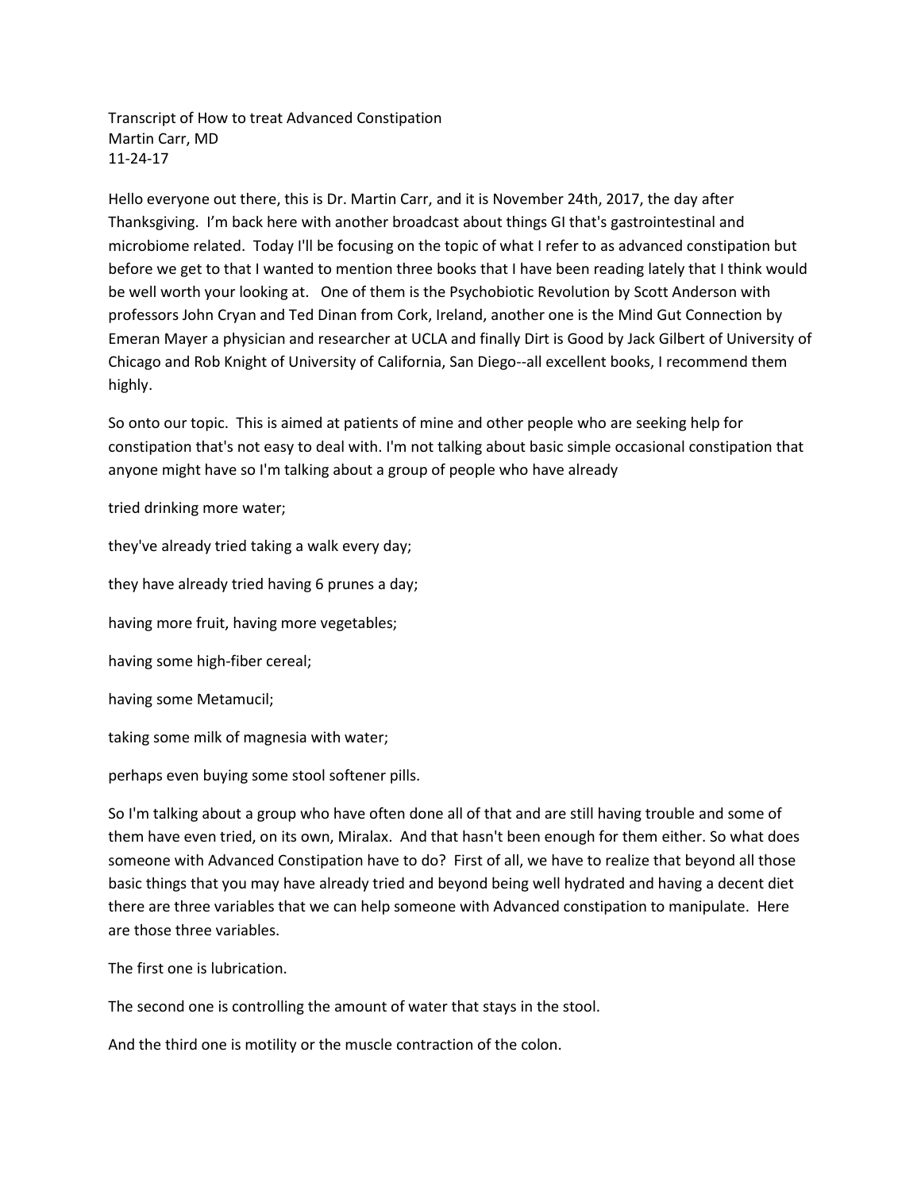Transcript of How to treat Advanced Constipation
Martin Carr, MD
11-24-17

Hello everyone out there, this is Dr. Martin Carr, and it is November 24th, 2017, the day after Thanksgiving. I'm back here with another broadcast about things GI that's gastrointestinal and microbiome related. Today I'll be focusing on the topic of what I refer to as advanced constipation but before we get to that I wanted to mention three books that I have been reading lately that I think would be well worth your looking at. One of them is the Psychobiotic Revolution by Scott Anderson with professors John Cryan and Ted Dinan from Cork, Ireland, another one is the Mind Gut Connection by Emeran Mayer a physician and researcher at UCLA and finally Dirt is Good by Jack Gilbert of University of Chicago and Rob Knight of University of California, San Diego--all excellent books, I recommend them highly.

So onto our topic. This is aimed at patients of mine and other people who are seeking help for constipation that's not easy to deal with. I'm not talking about basic simple occasional constipation that anyone might have so I'm talking about a group of people who have already

tried drinking more water;

they've already tried taking a walk every day;

they have already tried having 6 prunes a day;

having more fruit, having more vegetables;

having some high-fiber cereal;

having some Metamucil;

taking some milk of magnesia with water;

perhaps even buying some stool softener pills.

So I'm talking about a group who have often done all of that and are still having trouble and some of them have even tried, on its own, Miralax. And that hasn't been enough for them either. So what does someone with Advanced Constipation have to do? First of all, we have to realize that beyond all those basic things that you may have already tried and beyond being well hydrated and having a decent diet there are three variables that we can help someone with Advanced constipation to manipulate. Here are those three variables.

The first one is lubrication.

The second one is controlling the amount of water that stays in the stool.

And the third one is motility or the muscle contraction of the colon.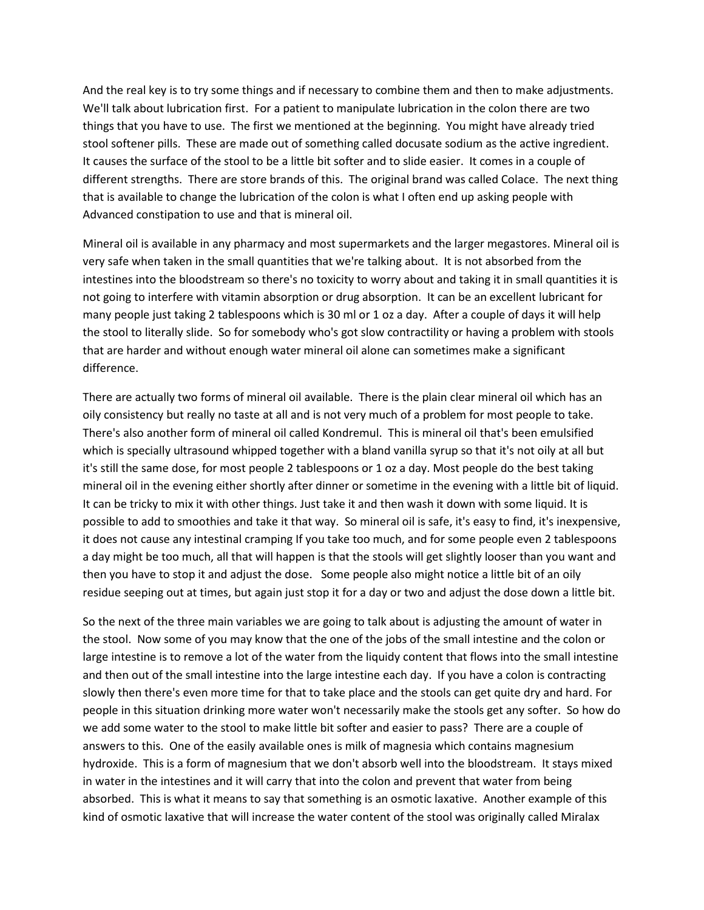And the real key is to try some things and if necessary to combine them and then to make adjustments. We'll talk about lubrication first. For a patient to manipulate lubrication in the colon there are two things that you have to use. The first we mentioned at the beginning. You might have already tried stool softener pills. These are made out of something called docusate sodium as the active ingredient. It causes the surface of the stool to be a little bit softer and to slide easier. It comes in a couple of different strengths. There are store brands of this. The original brand was called Colace. The next thing that is available to change the lubrication of the colon is what I often end up asking people with Advanced constipation to use and that is mineral oil.

Mineral oil is available in any pharmacy and most supermarkets and the larger megastores. Mineral oil is very safe when taken in the small quantities that we're talking about. It is not absorbed from the intestines into the bloodstream so there's no toxicity to worry about and taking it in small quantities it is not going to interfere with vitamin absorption or drug absorption. It can be an excellent lubricant for many people just taking 2 tablespoons which is 30 ml or 1 oz a day. After a couple of days it will help the stool to literally slide. So for somebody who's got slow contractility or having a problem with stools that are harder and without enough water mineral oil alone can sometimes make a significant difference.

There are actually two forms of mineral oil available. There is the plain clear mineral oil which has an oily consistency but really no taste at all and is not very much of a problem for most people to take. There's also another form of mineral oil called Kondremul. This is mineral oil that's been emulsified which is specially ultrasound whipped together with a bland vanilla syrup so that it's not oily at all but it's still the same dose, for most people 2 tablespoons or 1 oz a day. Most people do the best taking mineral oil in the evening either shortly after dinner or sometime in the evening with a little bit of liquid. It can be tricky to mix it with other things. Just take it and then wash it down with some liquid. It is possible to add to smoothies and take it that way. So mineral oil is safe, it's easy to find, it's inexpensive, it does not cause any intestinal cramping If you take too much, and for some people even 2 tablespoons a day might be too much, all that will happen is that the stools will get slightly looser than you want and then you have to stop it and adjust the dose. Some people also might notice a little bit of an oily residue seeping out at times, but again just stop it for a day or two and adjust the dose down a little bit.

So the next of the three main variables we are going to talk about is adjusting the amount of water in the stool. Now some of you may know that the one of the jobs of the small intestine and the colon or large intestine is to remove a lot of the water from the liquidy content that flows into the small intestine and then out of the small intestine into the large intestine each day. If you have a colon is contracting slowly then there's even more time for that to take place and the stools can get quite dry and hard. For people in this situation drinking more water won't necessarily make the stools get any softer. So how do we add some water to the stool to make little bit softer and easier to pass? There are a couple of answers to this. One of the easily available ones is milk of magnesia which contains magnesium hydroxide. This is a form of magnesium that we don't absorb well into the bloodstream. It stays mixed in water in the intestines and it will carry that into the colon and prevent that water from being absorbed. This is what it means to say that something is an osmotic laxative. Another example of this kind of osmotic laxative that will increase the water content of the stool was originally called Miralax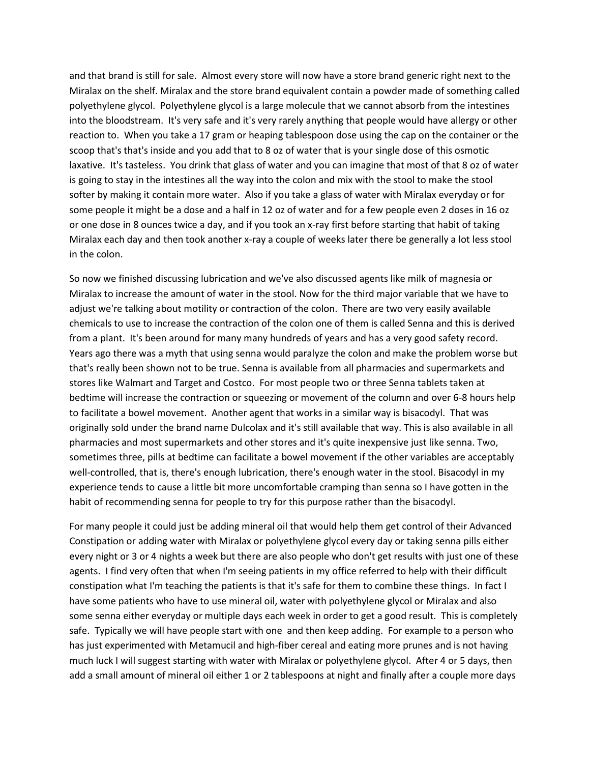and that brand is still for sale. Almost every store will now have a store brand generic right next to the Miralax on the shelf. Miralax and the store brand equivalent contain a powder made of something called polyethylene glycol. Polyethylene glycol is a large molecule that we cannot absorb from the intestines into the bloodstream. It's very safe and it's very rarely anything that people would have allergy or other reaction to. When you take a 17 gram or heaping tablespoon dose using the cap on the container or the scoop that's that's inside and you add that to 8 oz of water that is your single dose of this osmotic laxative. It's tasteless. You drink that glass of water and you can imagine that most of that 8 oz of water is going to stay in the intestines all the way into the colon and mix with the stool to make the stool softer by making it contain more water. Also if you take a glass of water with Miralax everyday or for some people it might be a dose and a half in 12 oz of water and for a few people even 2 doses in 16 oz or one dose in 8 ounces twice a day, and if you took an x-ray first before starting that habit of taking Miralax each day and then took another x-ray a couple of weeks later there be generally a lot less stool in the colon.

So now we finished discussing lubrication and we've also discussed agents like milk of magnesia or Miralax to increase the amount of water in the stool. Now for the third major variable that we have to adjust we're talking about motility or contraction of the colon. There are two very easily available chemicals to use to increase the contraction of the colon one of them is called Senna and this is derived from a plant. It's been around for many many hundreds of years and has a very good safety record. Years ago there was a myth that using senna would paralyze the colon and make the problem worse but that's really been shown not to be true. Senna is available from all pharmacies and supermarkets and stores like Walmart and Target and Costco. For most people two or three Senna tablets taken at bedtime will increase the contraction or squeezing or movement of the column and over 6-8 hours help to facilitate a bowel movement. Another agent that works in a similar way is bisacodyl. That was originally sold under the brand name Dulcolax and it's still available that way. This is also available in all pharmacies and most supermarkets and other stores and it's quite inexpensive just like senna. Two, sometimes three, pills at bedtime can facilitate a bowel movement if the other variables are acceptably well-controlled, that is, there's enough lubrication, there's enough water in the stool. Bisacodyl in my experience tends to cause a little bit more uncomfortable cramping than senna so I have gotten in the habit of recommending senna for people to try for this purpose rather than the bisacodyl.

For many people it could just be adding mineral oil that would help them get control of their Advanced Constipation or adding water with Miralax or polyethylene glycol every day or taking senna pills either every night or 3 or 4 nights a week but there are also people who don't get results with just one of these agents. I find very often that when I'm seeing patients in my office referred to help with their difficult constipation what I'm teaching the patients is that it's safe for them to combine these things. In fact I have some patients who have to use mineral oil, water with polyethylene glycol or Miralax and also some senna either everyday or multiple days each week in order to get a good result. This is completely safe. Typically we will have people start with one and then keep adding. For example to a person who has just experimented with Metamucil and high-fiber cereal and eating more prunes and is not having much luck I will suggest starting with water with Miralax or polyethylene glycol. After 4 or 5 days, then add a small amount of mineral oil either 1 or 2 tablespoons at night and finally after a couple more days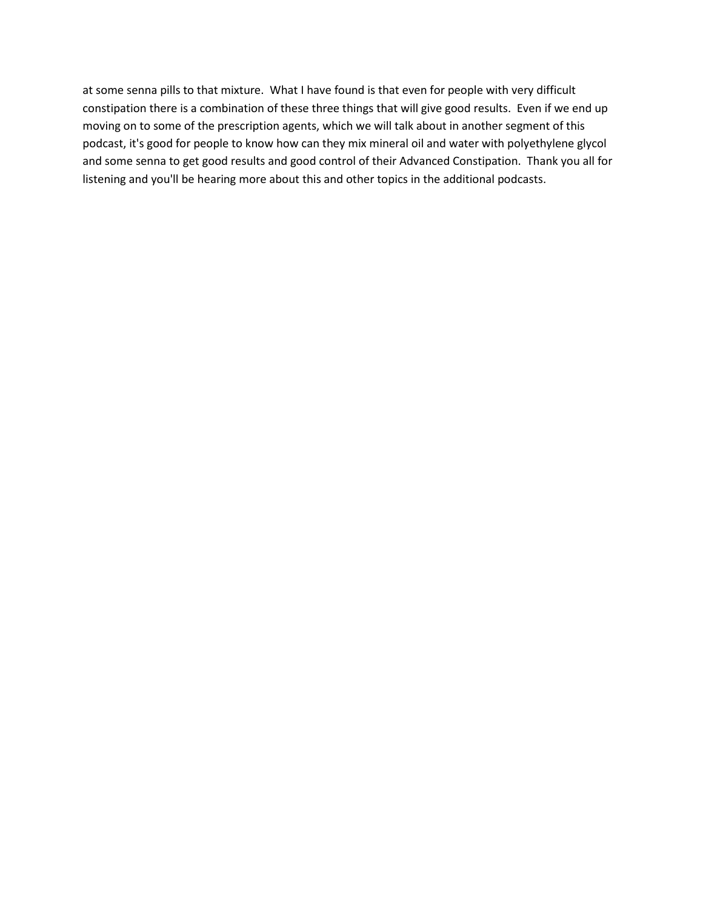at some senna pills to that mixture. What I have found is that even for people with very difficult constipation there is a combination of these three things that will give good results. Even if we end up moving on to some of the prescription agents, which we will talk about in another segment of this podcast, it's good for people to know how can they mix mineral oil and water with polyethylene glycol and some senna to get good results and good control of their Advanced Constipation. Thank you all for listening and you'll be hearing more about this and other topics in the additional podcasts.